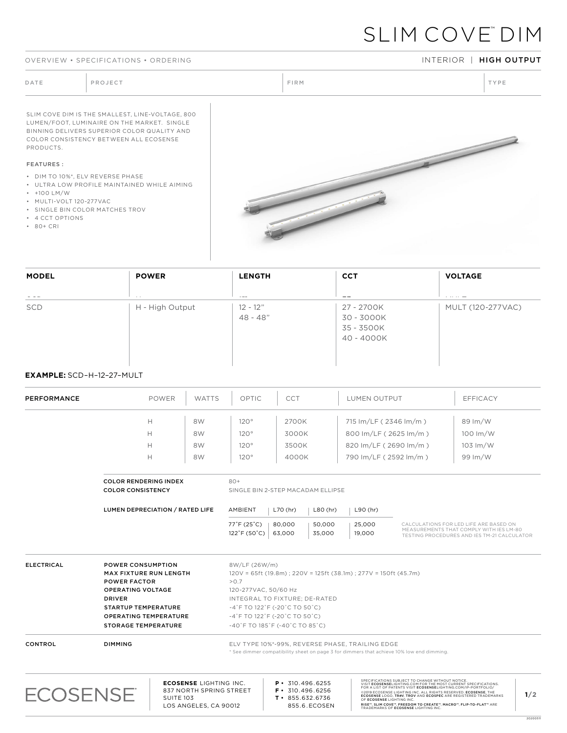# SLIM COVE™ DIM

OVERVIEW • SPECIFICATIONS • ORDERING

INTERIOR | **HIGH OUTPUT**

| DATE | PROJECT | FIRM | TYPE |
|---|---|---|---|
| | | | |

SLIM COVE DIM IS THE SMALLEST, LINE-VOLTAGE, 800 LUMEN/FOOT, LUMINAIRE ON THE MARKET. SINGLE BINNING DELIVERS SUPERIOR COLOR QUALITY AND COLOR CONSISTENCY BETWEEN ALL ECOSENSE PRODUCTS.

FEATURES :

- DIM TO 10%*, ELV REVERSE PHASE
- ULTRA LOW PROFILE MAINTAINED WHILE AIMING
- +100 LM/W
- MULTI-VOLT 120-277VAC
- SINGLE BIN COLOR MATCHES TROV
- 4 CCT OPTIONS
- 80+ CRI

| MODEL | POWER | LENGTH | CCT | VOLTAGE |
|---|---|---|---|---|
| SCD | H - High Output | 12 - 12"<br>48 - 48" | 27 - 2700K<br>30 - 3000K<br>35 - 3500K<br>40 - 4000K | MULT (120-277VAC) |

**EXAMPLE:** SCD–H–12–27–MULT

| PERFORMANCE | POWER | WATTS | OPTIC | CCT | LUMEN OUTPUT | EFFICACY |
|---|---|---|---|---|---|---|
| | H | 8W | 120° | 2700K | 715 lm/LF ( 2346 lm/m ) | 89 lm/W |
| | H | 8W | 120° | 3000K | 800 lm/LF ( 2625 lm/m ) | 100 lm/W |
| | H | 8W | 120° | 3500K | 820 lm/LF ( 2690 lm/m ) | 103 lm/W |
| | H | 8W | 120° | 4000K | 790 lm/LF ( 2592 lm/m ) | 99 lm/W |

**COLOR RENDERING INDEX**: 80+

**COLOR CONSISTENCY**: SINGLE BIN 2-STEP MACADAM ELLIPSE

**LUMEN DEPRECIATION / RATED LIFE**

| AMBIENT | L70 (hr) | L80 (hr) | L90 (hr) |
|---|---|---|---|
| 77˚F (25˚C) | 80,000 | 50,000 | 25,000 |
| 122˚F (50˚C) | 63,000 | 35,000 | 19,000 |

CALCULATIONS FOR LED LIFE ARE BASED ON MEASUREMENTS THAT COMPLY WITH IES LM-80 TESTING PROCEDURES AND IES TM-21 CALCULATOR

**ELECTRICAL**

| | |
|---|---|
| **POWER CONSUMPTION** | 8W/LF (26W/m) |
| **MAX FIXTURE RUN LENGTH** | 120V = 65ft (19.8m) ; 220V = 125ft (38.1m) ; 277V = 150ft (45.7m) |
| **POWER FACTOR** | >0.7 |
| **OPERATING VOLTAGE** | 120-277VAC, 50/60 Hz |
| **DRIVER** | INTEGRAL TO FIXTURE; DE-RATED |
| **STARTUP TEMPERATURE** | -4˚F TO 122˚F (-20˚C TO 50˚C) |
| **OPERATING TEMPERATURE** | -4˚F TO 122˚F (-20˚C TO 50˚C) |
| **STORAGE TEMPERATURE** | -40˚F TO 185˚F (-40˚C TO 85˚C) |

**CONTROL**

**DIMMING**: ELV TYPE 10%*-99%, REVERSE PHASE, TRAILING EDGE

\* See dimmer compatibility sheet on page 3 for dimmers that achieve 10% low end dimming.

ECOSENSE

**ECOSENSE** LIGHTING INC.
837 NORTH SPRING STREET
SUITE 103
LOS ANGELES, CA 90012

**P** • 310.496.6255
**F** • 310.496.6256
**T** • 855.632.6736
855.6.ECOSEN

SPECIFICATIONS SUBJECT TO CHANGE WITHOUT NOTICE. VISIT **ECOSENSE**LIGHTING.COM FOR THE MOST CURRENT SPECIFICATIONS. FOR A LIST OF PATENTS VISIT **ECOSENSE**LIGHTING.COM/IP-PORTFOLIO/
©2019 ECOSENSE LIGHTING INC. ALL RIGHTS RESERVED. **ECOSENSE**, THE **ECOSENSE** LOGO, **TRōV**, **TROV** AND **ECOSPEC** ARE REGISTERED TRADEMARKS OF **ECOSENSE** LIGHTING INC.
**RISE™**, **SLIM COVE™**, **FREEDOM TO CREATE™**, **MACRO™**, **FLIP-TO-FLAT™** ARE TRADEMARKS OF **ECOSENSE** LIGHTING INC.

20200511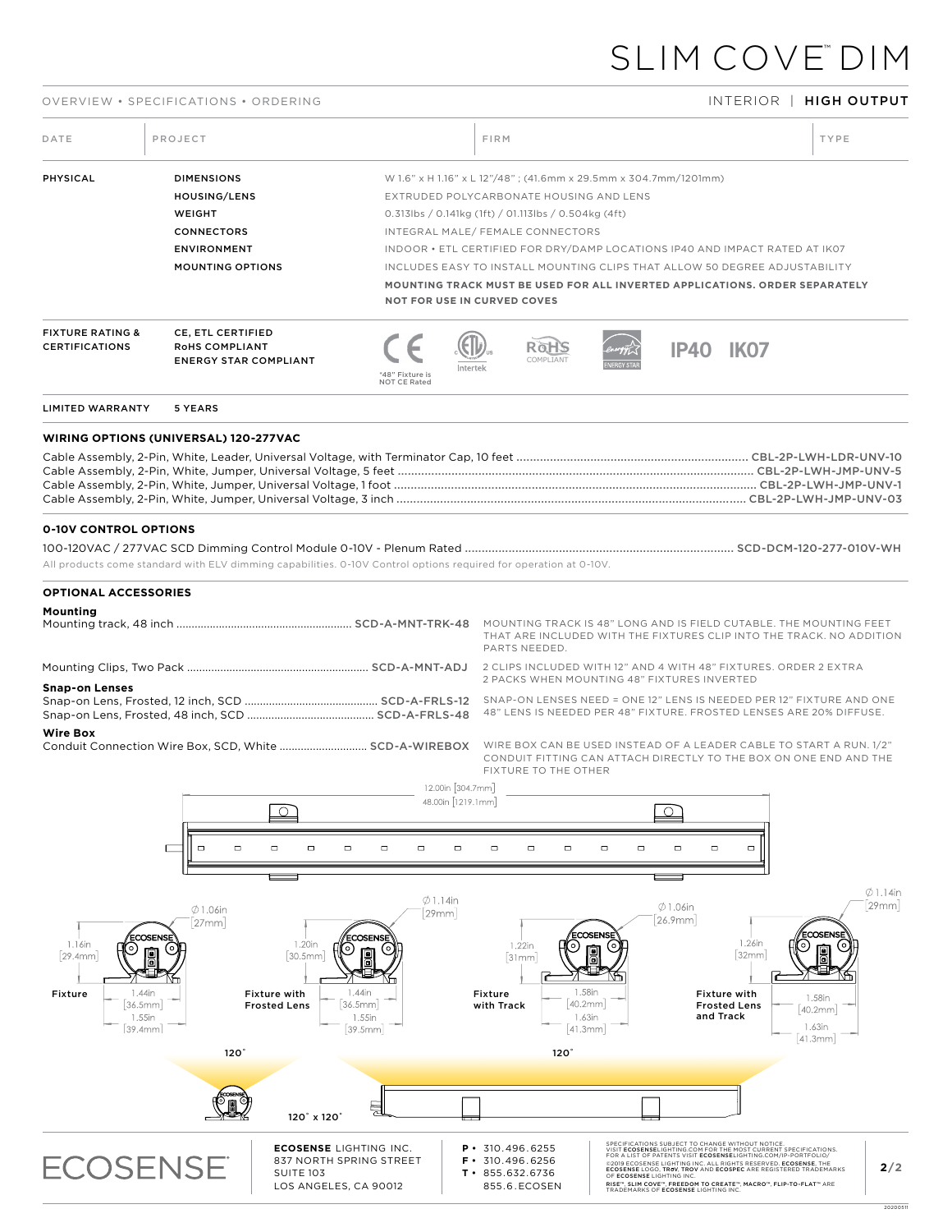# SLIM COVE™ DIM

OVERVIEW • SPECIFICATIONS • ORDERING — INTERIOR | **HIGH OUTPUT**

| DATE | PROJECT | FIRM | TYPE |
|---|---|---|---|
| | | | |

| | | |
|---|---|---|
| **PHYSICAL** | **DIMENSIONS** | W 1.6" x H 1.16" x L 12"/48" ; (41.6mm x 29.5mm x 304.7mm/1201mm) |
| | **HOUSING/LENS** | EXTRUDED POLYCARBONATE HOUSING AND LENS |
| | **WEIGHT** | 0.313lbs / 0.141kg (1ft) / 01.113lbs / 0.504kg (4ft) |
| | **CONNECTORS** | INTEGRAL MALE/ FEMALE CONNECTORS |
| | **ENVIRONMENT** | INDOOR • ETL CERTIFIED FOR DRY/DAMP LOCATIONS IP40 AND IMPACT RATED AT IK07 |
| | **MOUNTING OPTIONS** | INCLUDES EASY TO INSTALL MOUNTING CLIPS THAT ALLOW 50 DEGREE ADJUSTABILITY<br>**MOUNTING TRACK MUST BE USED FOR ALL INVERTED APPLICATIONS. ORDER SEPARATELY**<br>**NOT FOR USE IN CURVED COVES** |
| **FIXTURE RATING & CERTIFICATIONS** | **CE, ETL CERTIFIED**<br>**RoHS COMPLIANT**<br>**ENERGY STAR COMPLIANT** | CE ("48" Fixture is NOT CE Rated), ETL Intertek, RoHS COMPLIANT, ENERGY STAR, **IP40** **IK07** |
| **LIMITED WARRANTY** | **5 YEARS** | |

## WIRING OPTIONS (UNIVERSAL) 120-277VAC

Cable Assembly, 2-Pin, White, Leader, Universal Voltage, with Terminator Cap, 10 feet ........ CBL-2P-LWH-LDR-UNV-10
Cable Assembly, 2-Pin, White, Jumper, Universal Voltage, 5 feet ........ CBL-2P-LWH-JMP-UNV-5
Cable Assembly, 2-Pin, White, Jumper, Universal Voltage, 1 foot ........ CBL-2P-LWH-JMP-UNV-1
Cable Assembly, 2-Pin, White, Jumper, Universal Voltage, 3 inch ........ CBL-2P-LWH-JMP-UNV-03

## 0-10V CONTROL OPTIONS

100-120VAC / 277VAC SCD Dimming Control Module 0-10V - Plenum Rated ........ SCD-DCM-120-277-010V-WH

All products come standard with ELV dimming capabilities. 0-10V Control options required for operation at 0-10V.

## OPTIONAL ACCESSORIES

**Mounting**

Mounting track, 48 inch ........ SCD-A-MNT-TRK-48 — MOUNTING TRACK IS 48" LONG AND IS FIELD CUTABLE. THE MOUNTING FEET THAT ARE INCLUDED WITH THE FIXTURES CLIP INTO THE TRACK. NO ADDITION PARTS NEEDED.

Mounting Clips, Two Pack ........ SCD-A-MNT-ADJ — 2 CLIPS INCLUDED WITH 12" AND 4 WITH 48" FIXTURES. ORDER 2 EXTRA 2 PACKS WHEN MOUNTING 48" FIXTURES INVERTED

**Snap-on Lenses**

Snap-on Lens, Frosted, 12 inch, SCD ........ SCD-A-FRLS-12
Snap-on Lens, Frosted, 48 inch, SCD ........ SCD-A-FRLS-48

SNAP-ON LENSES NEED = ONE 12" LENS IS NEEDED PER 12" FIXTURE AND ONE 48" LENS IS NEEDED PER 48" FIXTURE. FROSTED LENSES ARE 20% DIFFUSE.

**Wire Box**

Conduit Connection Wire Box, SCD, White ........ SCD-A-WIREBOX — WIRE BOX CAN BE USED INSTEAD OF A LEADER CABLE TO START A RUN. 1/2" CONDUIT FITTING CAN ATTACH DIRECTLY TO THE BOX ON ONE END AND THE FIXTURE TO THE OTHER

12.00in [304.7mm]
48.00in [1219.1mm]

**Fixture** — Ø1.06in [27mm]; 1.16in [29.4mm]; 1.44in [36.5mm]; 1.55in [39.4mm]

**Fixture with Frosted Lens** — Ø1.14in [29mm]; 1.20in [30.5mm]; 1.44in [36.5mm]; 1.55in [39.5mm]

**Fixture with Track** — Ø1.06in [26.9mm]; 1.22in [31mm]; 1.58in [40.2mm]; 1.63in [41.3mm]

**Fixture with Frosted Lens and Track** — Ø1.14in [29mm]; 1.26in [32mm]; 1.58in [40.2mm]; 1.63in [41.3mm]

120° — 120° — 120° x 120°

**ECOSENSE** LIGHTING INC.
837 NORTH SPRING STREET
SUITE 103
LOS ANGELES, CA 90012

**P** • 310.496.6255
**F** • 310.496.6256
**T** • 855.632.6736
855.6.ECOSEN

SPECIFICATIONS SUBJECT TO CHANGE WITHOUT NOTICE. VISIT **ECOSENSE**LIGHTING.COM FOR THE MOST CURRENT SPECIFICATIONS. FOR A LIST OF PATENTS VISIT **ECOSENSE**LIGHTING.COM/IP-PORTFOLIO/
©2019 ECOSENSE LIGHTING INC. ALL RIGHTS RESERVED. **ECOSENSE**, THE **ECOSENSE** LOGO, **TROV**, **TROV** AND **ECOSPEC** ARE REGISTERED TRADEMARKS OF **ECOSENSE** LIGHTING INC.
**RISE**™, **SLIM COVE**™, **FREEDOM TO CREATE**™, **MACRO**™, **FLIP-TO-FLAT**™ ARE TRADEMARKS OF **ECOSENSE** LIGHTING INC.

20200511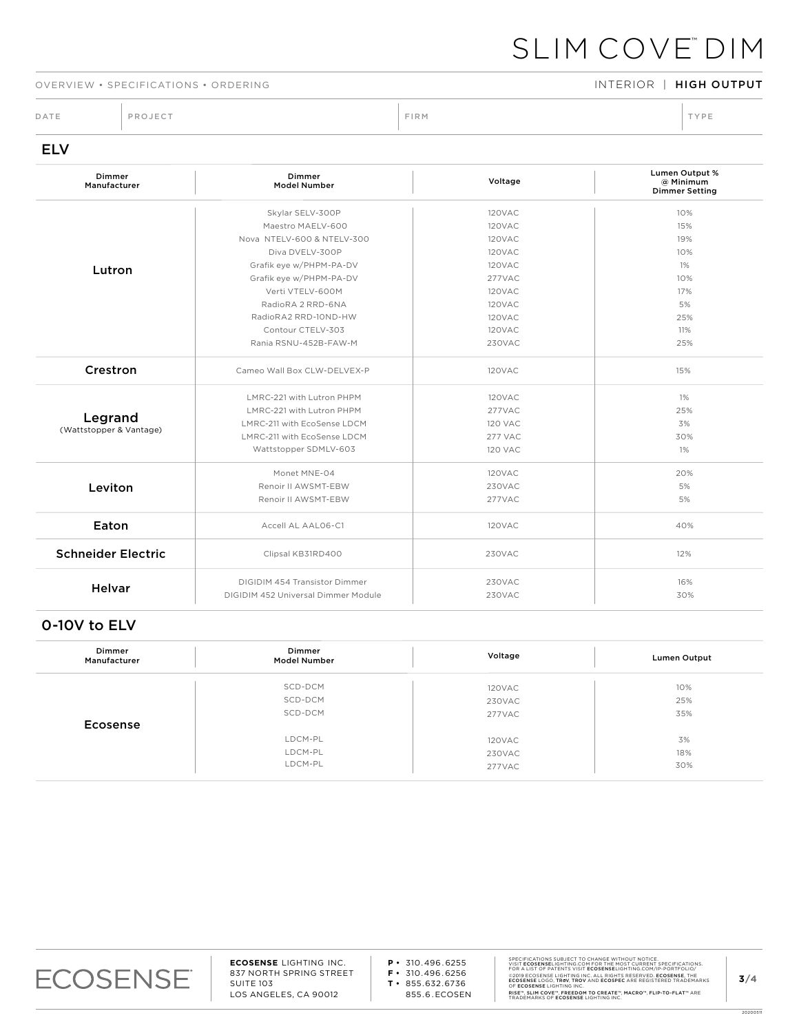# SLIM COVE™ DIM

OVERVIEW • SPECIFICATIONS • ORDERING

INTERIOR | **HIGH OUTPUT**

| DATE | PROJECT | FIRM | TYPE |
|---|---|---|---|

## ELV

| Dimmer Manufacturer | Dimmer Model Number | Voltage | Lumen Output % @ Minimum Dimmer Setting |
|---|---|---|---|
| Lutron | Skylar SELV-300P | 120VAC | 10% |
| | Maestro MAELV-600 | 120VAC | 15% |
| | Nova NTELV-600 & NTELV-300 | 120VAC | 19% |
| | Diva DVELV-300P | 120VAC | 10% |
| | Grafik eye w/PHPM-PA-DV | 120VAC | 1% |
| | Grafik eye w/PHPM-PA-DV | 277VAC | 10% |
| | Verti VTELV-600M | 120VAC | 17% |
| | RadioRA 2 RRD-6NA | 120VAC | 5% |
| | RadioRA2 RRD-10ND-HW | 120VAC | 25% |
| | Contour CTELV-303 | 120VAC | 11% |
| | Rania RSNU-452B-FAW-M | 230VAC | 25% |
| Crestron | Cameo Wall Box CLW-DELVEX-P | 120VAC | 15% |
| Legrand (Wattstopper & Vantage) | LMRC-221 with Lutron PHPM | 120VAC | 1% |
| | LMRC-221 with Lutron PHPM | 277VAC | 25% |
| | LMRC-211 with EcoSense LDCM | 120 VAC | 3% |
| | LMRC-211 with EcoSense LDCM | 277 VAC | 30% |
| | Wattstopper SDMLV-603 | 120 VAC | 1% |
| Leviton | Monet MNE-04 | 120VAC | 20% |
| | Renoir II AWSMT-EBW | 230VAC | 5% |
| | Renoir II AWSMT-EBW | 277VAC | 5% |
| Eaton | Accell AL AAL06-C1 | 120VAC | 40% |
| Schneider Electric | Clipsal KB31RD400 | 230VAC | 12% |
| Helvar | DIGIDIM 454 Transistor Dimmer | 230VAC | 16% |
| | DIGIDIM 452 Universal Dimmer Module | 230VAC | 30% |

## 0-10V to ELV

| Dimmer Manufacturer | Dimmer Model Number | Voltage | Lumen Output |
|---|---|---|---|
| Ecosense | SCD-DCM | 120VAC | 10% |
| | SCD-DCM | 230VAC | 25% |
| | SCD-DCM | 277VAC | 35% |
| | LDCM-PL | 120VAC | 3% |
| | LDCM-PL | 230VAC | 18% |
| | LDCM-PL | 277VAC | 30% |

ECOSENSE®

**ECOSENSE** LIGHTING INC.
837 NORTH SPRING STREET
SUITE 103
LOS ANGELES, CA 90012

**P** • 310.496.6255
**F** • 310.496.6256
**T** • 855.632.6736
855.6.ECOSEN

SPECIFICATIONS SUBJECT TO CHANGE WITHOUT NOTICE. VISIT **ECOSENSE**LIGHTING.COM FOR THE MOST CURRENT SPECIFICATIONS. FOR A LIST OF PATENTS VISIT **ECOSENSE**LIGHTING.COM/IP-PORTFOLIO/
©2019 ECOSENSE LIGHTING INC. ALL RIGHTS RESERVED. **ECOSENSE**, THE **ECOSENSE** LOGO, **TRōV**, **TROV** AND **ECOSPEC** ARE REGISTERED TRADEMARKS OF **ECOSENSE** LIGHTING INC.
**RISE™**, **SLIM COVE™**, **FREEDOM TO CREATE™**, **MACRO™**, **FLIP-TO-FLAT™** ARE TRADEMARKS OF **ECOSENSE** LIGHTING INC.

20200511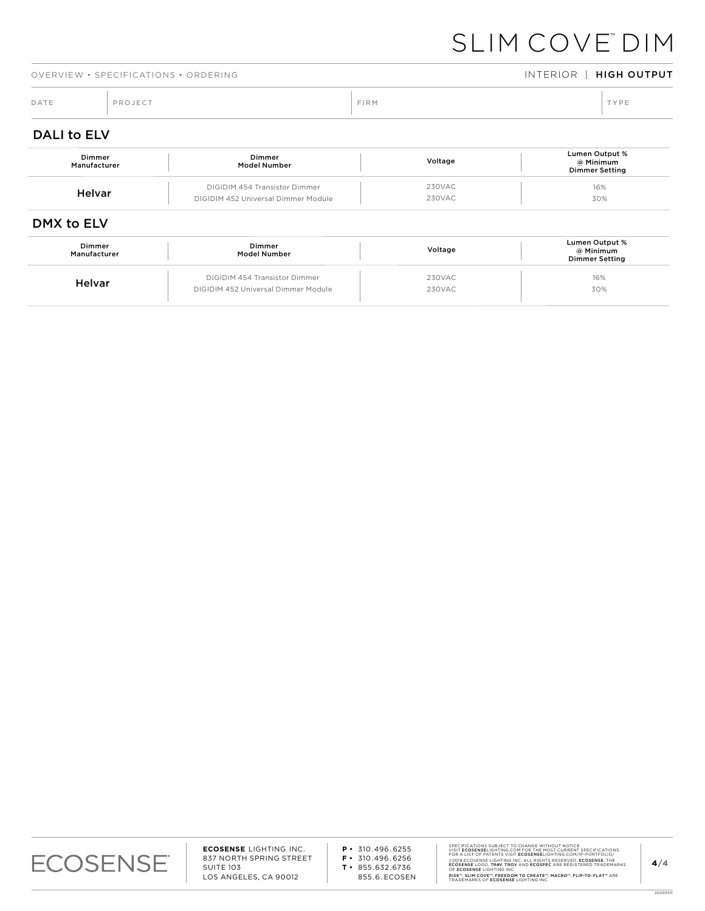## DALI to ELV

| Dimmer Manufacturer | Dimmer Model Number | Voltage | Lumen Output % @ Minimum Dimmer Setting |
|---|---|---|---|
| Helvar | DIGIDIM 454 Transistor Dimmer | 230VAC | 16% |
| | DIGIDIM 452 Universal Dimmer Module | 230VAC | 30% |

## DMX to ELV

| Dimmer Manufacturer | Dimmer Model Number | Voltage | Lumen Output % @ Minimum Dimmer Setting |
|---|---|---|---|
| Helvar | DIGIDIM 454 Transistor Dimmer | 230VAC | 16% |
| | DIGIDIM 452 Universal Dimmer Module | 230VAC | 30% |